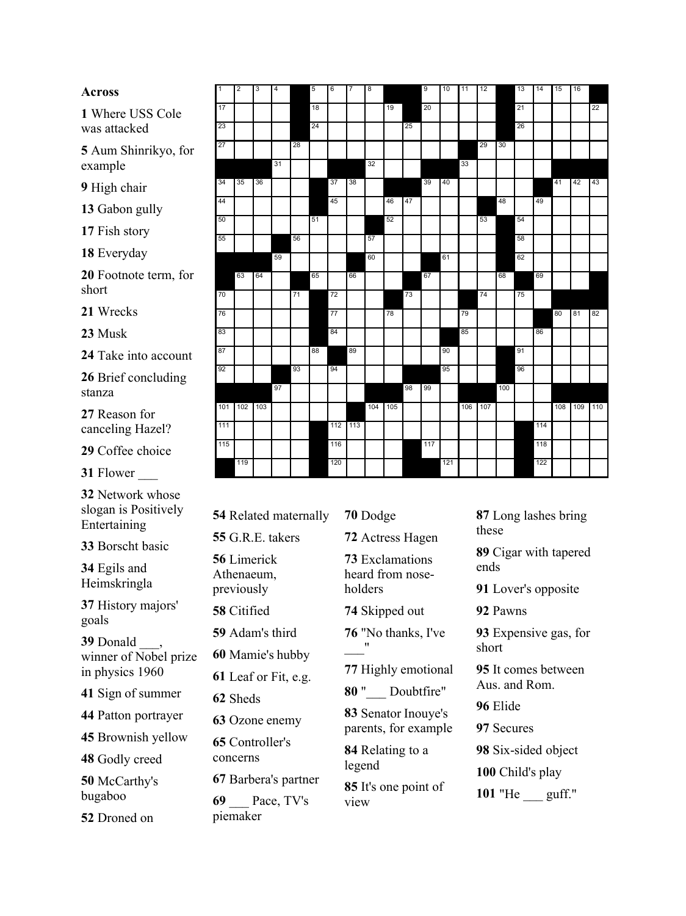## Across

**1** Where USS Cole was attacked

**5** Aum Shinrikyo, for example

**9** High chair

**13** Gabon gully

**17** Fish story

**18** Everyday

**20** Footnote term, for short

**21** Wrecks

**23** Musk

**24** Take into account

**26** Brief concluding stanza

**27** Reason for canceling Hazel?

**29** Coffee choice

**31** Flower ___

**32** Network whose slogan is Positively Entertaining

**33** Borscht basic

**34** Egils and Heimskringla

**37** History majors' goals

**39** Donald ___, winner of Nobel prize in physics 1960

**41** Sign of summer

**44** Patton portrayer

**45** Brownish yellow

**48** Godly creed

**50** McCarthy's bugaboo

**52** Droned on

**54** Related maternally

**55** G.R.E. takers

**56** Limerick Athenaeum, previously

**58** Citified

**59** Adam's third

**60** Mamie's hubby

**61** Leaf or Fit, e.g.

**62** Sheds

**63** Ozone enemy

**65** Controller's concerns

**67** Barbera's partner

**69** ___ Pace, TV's piemaker

**70** Dodge

**72** Actress Hagen

**73** Exclamations heard from nose-holders

**74** Skipped out

**76** "No thanks, I've ___"

**77** Highly emotional

**80** "___ Doubtfire"

**83** Senator Inouye's parents, for example

**84** Relating to a legend

**85** It's one point of view

**87** Long lashes bring these

**89** Cigar with tapered ends

**91** Lover's opposite

**92** Pawns

**93** Expensive gas, for short

**95** It comes between Aus. and Rom.

**96** Elide

**97** Secures

**98** Six-sided object

**100** Child's play

**101** "He ___ guff."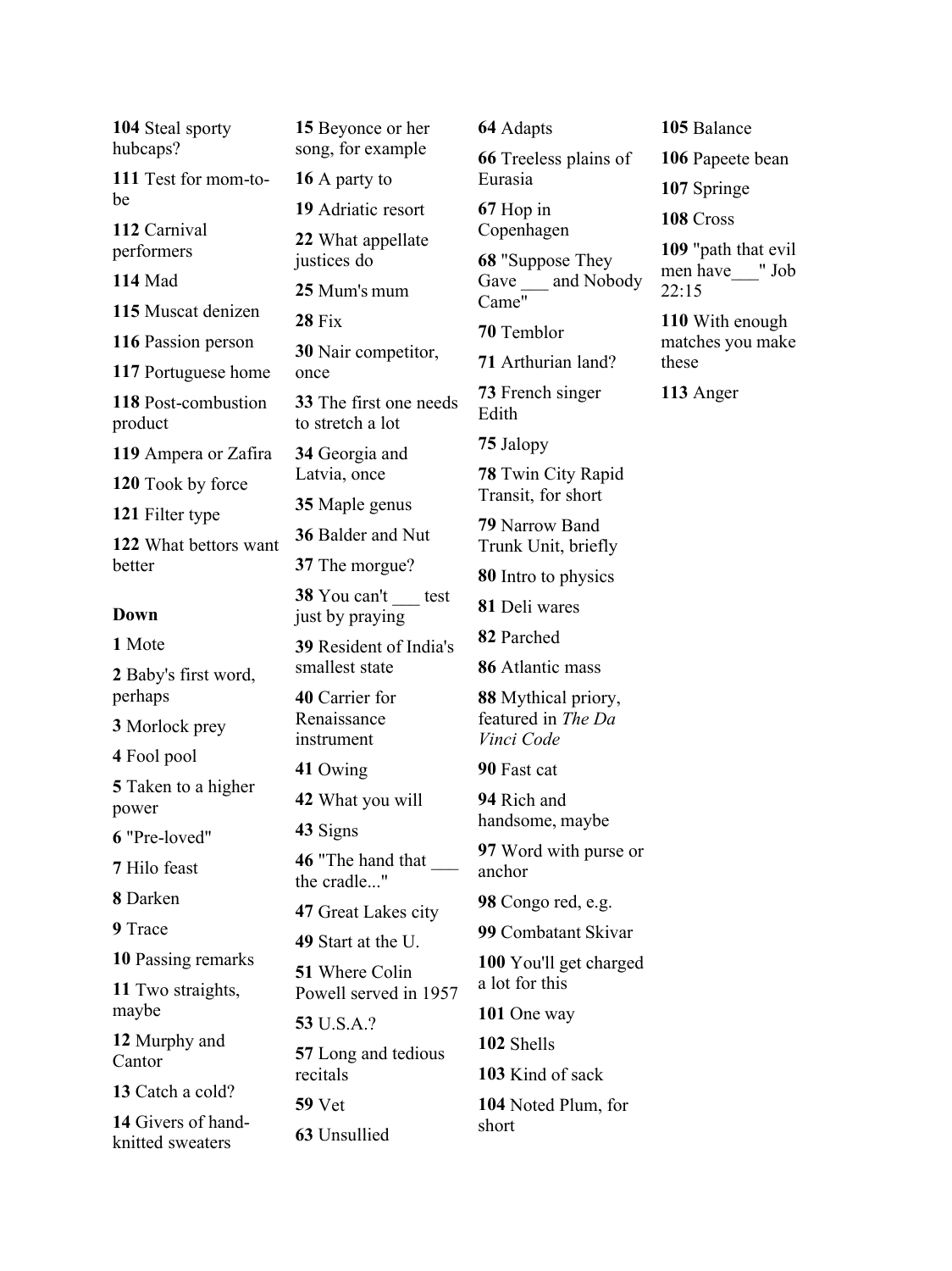**104** Steal sporty hubcaps?

**111** Test for mom-to-be

**112** Carnival performers

**114** Mad

**115** Muscat denizen

**116** Passion person

**117** Portuguese home

**118** Post-combustion product

**119** Ampera or Zafira

**120** Took by force

**121** Filter type

**122** What bettors want better

**Down**

**1** Mote

**2** Baby's first word, perhaps

**3** Morlock prey

**4** Fool pool

**5** Taken to a higher power

**6** "Pre-loved"

**7** Hilo feast

**8** Darken

**9** Trace

**10** Passing remarks

**11** Two straights, maybe

**12** Murphy and Cantor

**13** Catch a cold?

**14** Givers of hand-knitted sweaters

**15** Beyonce or her song, for example

**16** A party to

**19** Adriatic resort

**22** What appellate justices do

**25** Mum's mum

**28** Fix

**30** Nair competitor, once

**33** The first one needs to stretch a lot

**34** Georgia and Latvia, once

**35** Maple genus

**36** Balder and Nut

**37** The morgue?

**38** You can't ___ test just by praying

**39** Resident of India's smallest state

**40** Carrier for Renaissance instrument

**41** Owing

**42** What you will

**43** Signs

**46** "The hand that ___ the cradle..."

**47** Great Lakes city

**49** Start at the U.

**51** Where Colin Powell served in 1957

**53** U.S.A.?

**57** Long and tedious recitals

**59** Vet

**63** Unsullied

**64** Adapts

**66** Treeless plains of Eurasia

**67** Hop in Copenhagen

**68** "Suppose They Gave ___ and Nobody Came"

**70** Temblor

**71** Arthurian land?

**73** French singer Edith

**75** Jalopy

**78** Twin City Rapid Transit, for short

**79** Narrow Band Trunk Unit, briefly

**80** Intro to physics

**81** Deli wares

**82** Parched

**86** Atlantic mass

**88** Mythical priory, featured in *The Da Vinci Code*

**90** Fast cat

**94** Rich and handsome, maybe

**97** Word with purse or anchor

**98** Congo red, e.g.

**99** Combatant Skivar

**100** You'll get charged a lot for this

**101** One way

**102** Shells

**103** Kind of sack

**104** Noted Plum, for short

**105** Balance

**106** Papeete bean

**107** Springe

**108** Cross

**109** "path that evil men have___" Job 22:15

**110** With enough matches you make these

**113** Anger